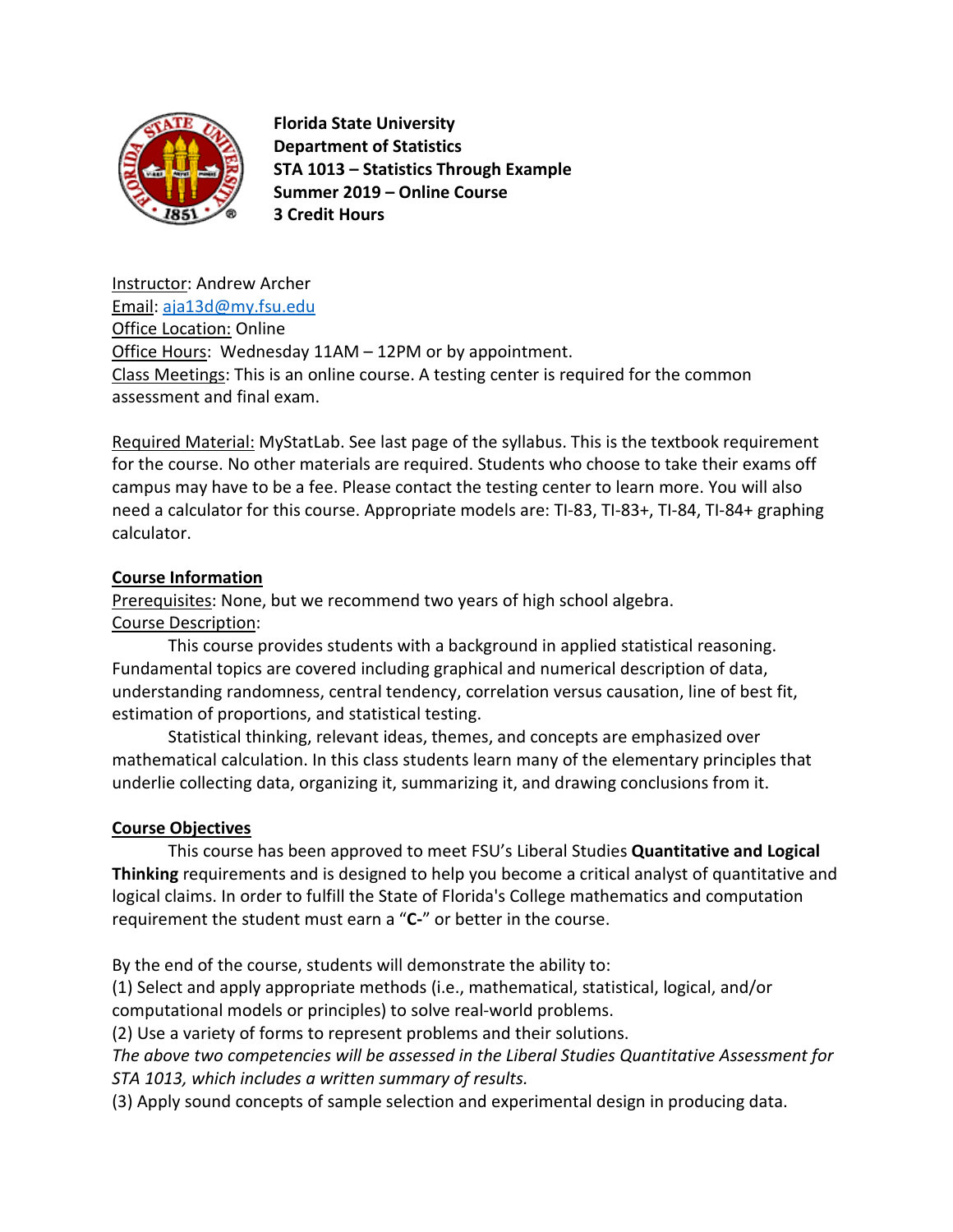**Florida State University**
**Department of Statistics**
**STA 1013 – Statistics Through Example**
**Summer 2019 – Online Course**
**3 Credit Hours**

Instructor: Andrew Archer
Email: aja13d@my.fsu.edu
Office Location: Online
Office Hours: Wednesday 11AM – 12PM or by appointment.
Class Meetings: This is an online course. A testing center is required for the common assessment and final exam.

Required Material: MyStatLab. See last page of the syllabus. This is the textbook requirement for the course. No other materials are required. Students who choose to take their exams off campus may have to be a fee. Please contact the testing center to learn more. You will also need a calculator for this course. Appropriate models are: TI-83, TI-83+, TI-84, TI-84+ graphing calculator.

## Course Information

Prerequisites: None, but we recommend two years of high school algebra.
Course Description:

This course provides students with a background in applied statistical reasoning. Fundamental topics are covered including graphical and numerical description of data, understanding randomness, central tendency, correlation versus causation, line of best fit, estimation of proportions, and statistical testing.

Statistical thinking, relevant ideas, themes, and concepts are emphasized over mathematical calculation. In this class students learn many of the elementary principles that underlie collecting data, organizing it, summarizing it, and drawing conclusions from it.

## Course Objectives

This course has been approved to meet FSU's Liberal Studies **Quantitative and Logical Thinking** requirements and is designed to help you become a critical analyst of quantitative and logical claims. In order to fulfill the State of Florida's College mathematics and computation requirement the student must earn a "**C-**" or better in the course.

By the end of the course, students will demonstrate the ability to:
(1) Select and apply appropriate methods (i.e., mathematical, statistical, logical, and/or computational models or principles) to solve real-world problems.
(2) Use a variety of forms to represent problems and their solutions.
*The above two competencies will be assessed in the Liberal Studies Quantitative Assessment for STA 1013, which includes a written summary of results.*
(3) Apply sound concepts of sample selection and experimental design in producing data.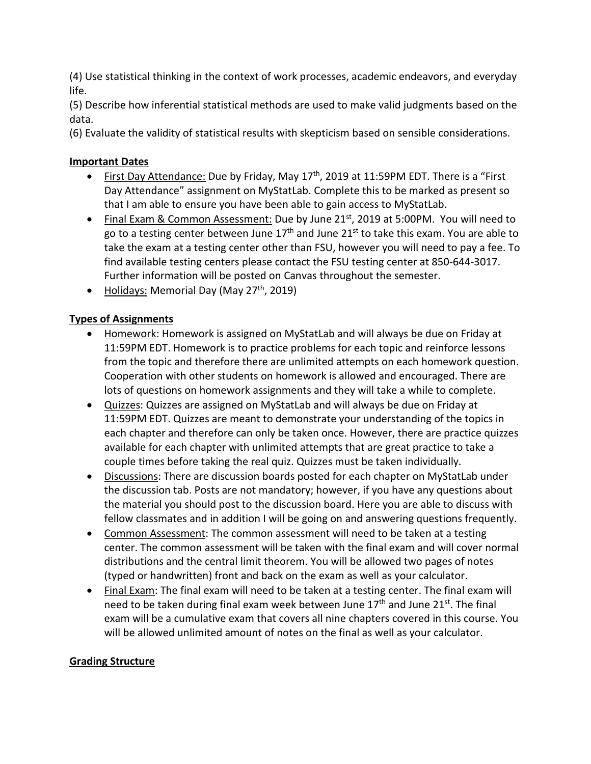(4) Use statistical thinking in the context of work processes, academic endeavors, and everyday life.

(5) Describe how inferential statistical methods are used to make valid judgments based on the data.

(6) Evaluate the validity of statistical results with skepticism based on sensible considerations.

## Important Dates

- First Day Attendance: Due by Friday, May 17th, 2019 at 11:59PM EDT. There is a "First Day Attendance" assignment on MyStatLab. Complete this to be marked as present so that I am able to ensure you have been able to gain access to MyStatLab.
- Final Exam & Common Assessment: Due by June 21st, 2019 at 5:00PM. You will need to go to a testing center between June 17th and June 21st to take this exam. You are able to take the exam at a testing center other than FSU, however you will need to pay a fee. To find available testing centers please contact the FSU testing center at 850-644-3017. Further information will be posted on Canvas throughout the semester.
- Holidays: Memorial Day (May 27th, 2019)

## Types of Assignments

- Homework: Homework is assigned on MyStatLab and will always be due on Friday at 11:59PM EDT. Homework is to practice problems for each topic and reinforce lessons from the topic and therefore there are unlimited attempts on each homework question. Cooperation with other students on homework is allowed and encouraged. There are lots of questions on homework assignments and they will take a while to complete.
- Quizzes: Quizzes are assigned on MyStatLab and will always be due on Friday at 11:59PM EDT. Quizzes are meant to demonstrate your understanding of the topics in each chapter and therefore can only be taken once. However, there are practice quizzes available for each chapter with unlimited attempts that are great practice to take a couple times before taking the real quiz. Quizzes must be taken individually.
- Discussions: There are discussion boards posted for each chapter on MyStatLab under the discussion tab. Posts are not mandatory; however, if you have any questions about the material you should post to the discussion board. Here you are able to discuss with fellow classmates and in addition I will be going on and answering questions frequently.
- Common Assessment: The common assessment will need to be taken at a testing center. The common assessment will be taken with the final exam and will cover normal distributions and the central limit theorem. You will be allowed two pages of notes (typed or handwritten) front and back on the exam as well as your calculator.
- Final Exam: The final exam will need to be taken at a testing center. The final exam will need to be taken during final exam week between June 17th and June 21st. The final exam will be a cumulative exam that covers all nine chapters covered in this course. You will be allowed unlimited amount of notes on the final as well as your calculator.

## Grading Structure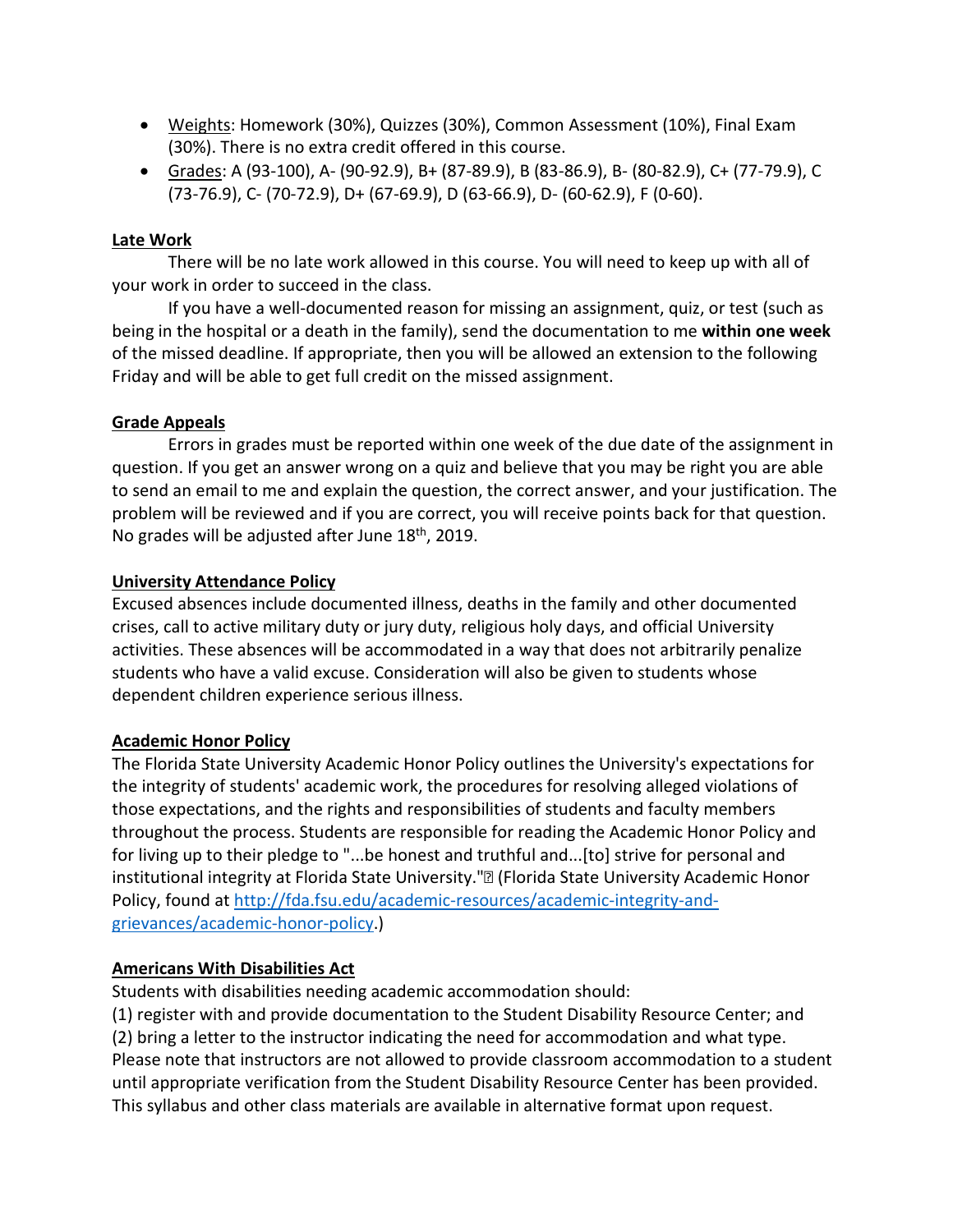- Weights: Homework (30%), Quizzes (30%), Common Assessment (10%), Final Exam (30%). There is no extra credit offered in this course.
- Grades: A (93-100), A- (90-92.9), B+ (87-89.9), B (83-86.9), B- (80-82.9), C+ (77-79.9), C (73-76.9), C- (70-72.9), D+ (67-69.9), D (63-66.9), D- (60-62.9), F (0-60).

## Late Work

There will be no late work allowed in this course. You will need to keep up with all of your work in order to succeed in the class.

If you have a well-documented reason for missing an assignment, quiz, or test (such as being in the hospital or a death in the family), send the documentation to me **within one week** of the missed deadline. If appropriate, then you will be allowed an extension to the following Friday and will be able to get full credit on the missed assignment.

## Grade Appeals

Errors in grades must be reported within one week of the due date of the assignment in question. If you get an answer wrong on a quiz and believe that you may be right you are able to send an email to me and explain the question, the correct answer, and your justification. The problem will be reviewed and if you are correct, you will receive points back for that question. No grades will be adjusted after June 18th, 2019.

## University Attendance Policy

Excused absences include documented illness, deaths in the family and other documented crises, call to active military duty or jury duty, religious holy days, and official University activities. These absences will be accommodated in a way that does not arbitrarily penalize students who have a valid excuse. Consideration will also be given to students whose dependent children experience serious illness.

## Academic Honor Policy

The Florida State University Academic Honor Policy outlines the University's expectations for the integrity of students' academic work, the procedures for resolving alleged violations of those expectations, and the rights and responsibilities of students and faculty members throughout the process. Students are responsible for reading the Academic Honor Policy and for living up to their pledge to "...be honest and truthful and...[to] strive for personal and institutional integrity at Florida State University." (Florida State University Academic Honor Policy, found at http://fda.fsu.edu/academic-resources/academic-integrity-and-grievances/academic-honor-policy.)

## Americans With Disabilities Act

Students with disabilities needing academic accommodation should:
(1) register with and provide documentation to the Student Disability Resource Center; and
(2) bring a letter to the instructor indicating the need for accommodation and what type.
Please note that instructors are not allowed to provide classroom accommodation to a student until appropriate verification from the Student Disability Resource Center has been provided. This syllabus and other class materials are available in alternative format upon request.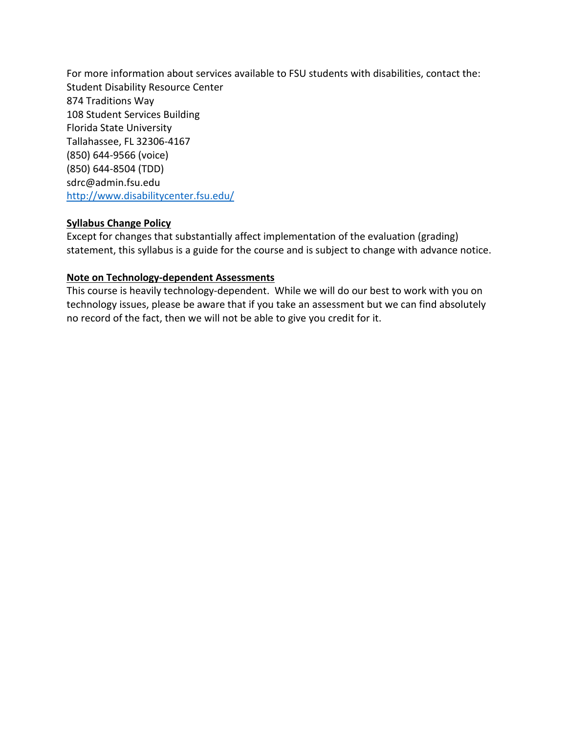For more information about services available to FSU students with disabilities, contact the:
Student Disability Resource Center
874 Traditions Way
108 Student Services Building
Florida State University
Tallahassee, FL 32306-4167
(850) 644-9566 (voice)
(850) 644-8504 (TDD)
sdrc@admin.fsu.edu
[http://www.disabilitycenter.fsu.edu/](http://www.disabilitycenter.fsu.edu/)

**Syllabus Change Policy**

Except for changes that substantially affect implementation of the evaluation (grading) statement, this syllabus is a guide for the course and is subject to change with advance notice.

**Note on Technology-dependent Assessments**

This course is heavily technology-dependent. While we will do our best to work with you on technology issues, please be aware that if you take an assessment but we can find absolutely no record of the fact, then we will not be able to give you credit for it.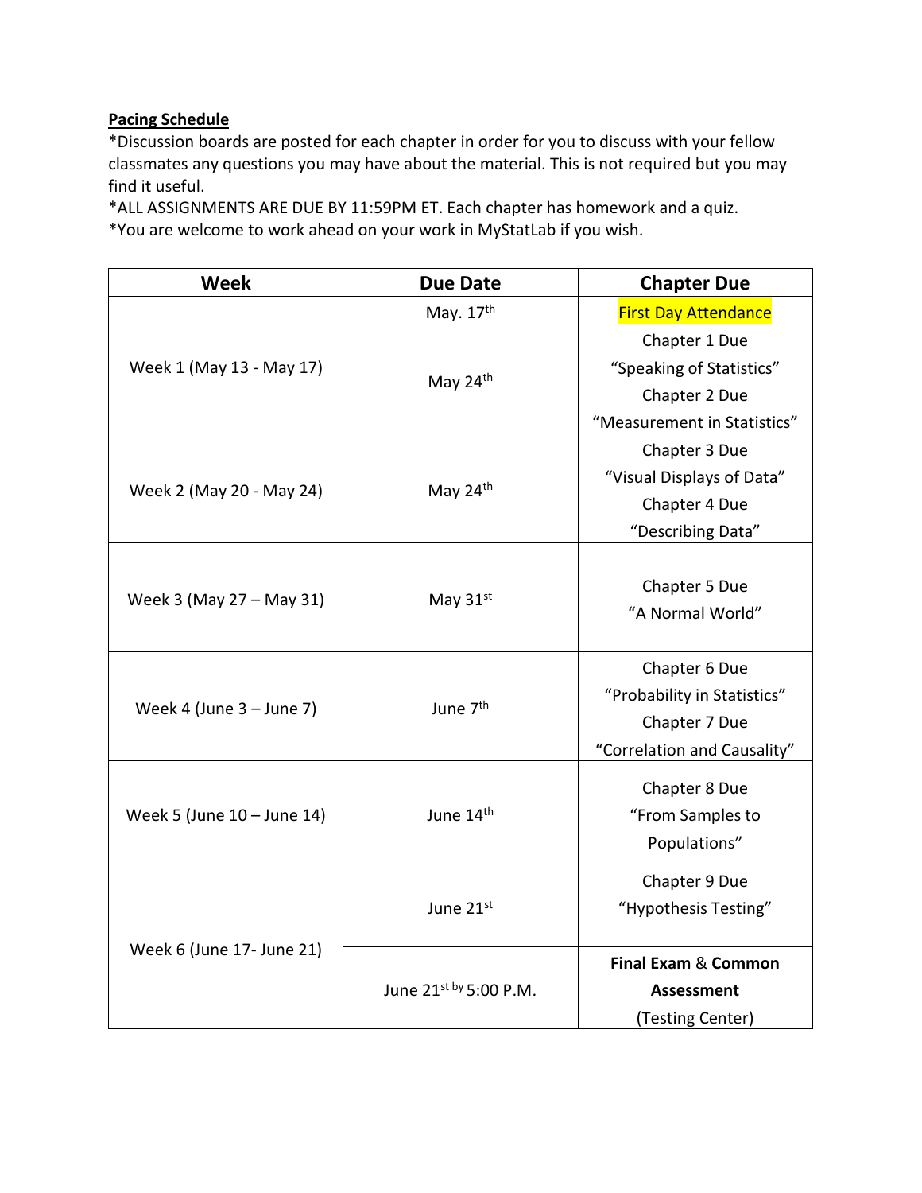**Pacing Schedule**

*Discussion boards are posted for each chapter in order for you to discuss with your fellow classmates any questions you may have about the material. This is not required but you may find it useful.

*ALL ASSIGNMENTS ARE DUE BY 11:59PM ET. Each chapter has homework and a quiz.

*You are welcome to work ahead on your work in MyStatLab if you wish.

| Week | Due Date | Chapter Due |
|---|---|---|
| Week 1 (May 13 - May 17) | May. 17th | First Day Attendance |
| | May 24th | Chapter 1 Due "Speaking of Statistics" Chapter 2 Due "Measurement in Statistics" |
| Week 2 (May 20 - May 24) | May 24th | Chapter 3 Due "Visual Displays of Data" Chapter 4 Due "Describing Data" |
| Week 3 (May 27 – May 31) | May 31st | Chapter 5 Due "A Normal World" |
| Week 4 (June 3 – June 7) | June 7th | Chapter 6 Due "Probability in Statistics" Chapter 7 Due "Correlation and Causality" |
| Week 5 (June 10 – June 14) | June 14th | Chapter 8 Due "From Samples to Populations" |
| Week 6 (June 17- June 21) | June 21st | Chapter 9 Due "Hypothesis Testing" |
| | June 21st by 5:00 P.M. | **Final Exam** & **Common Assessment** (Testing Center) |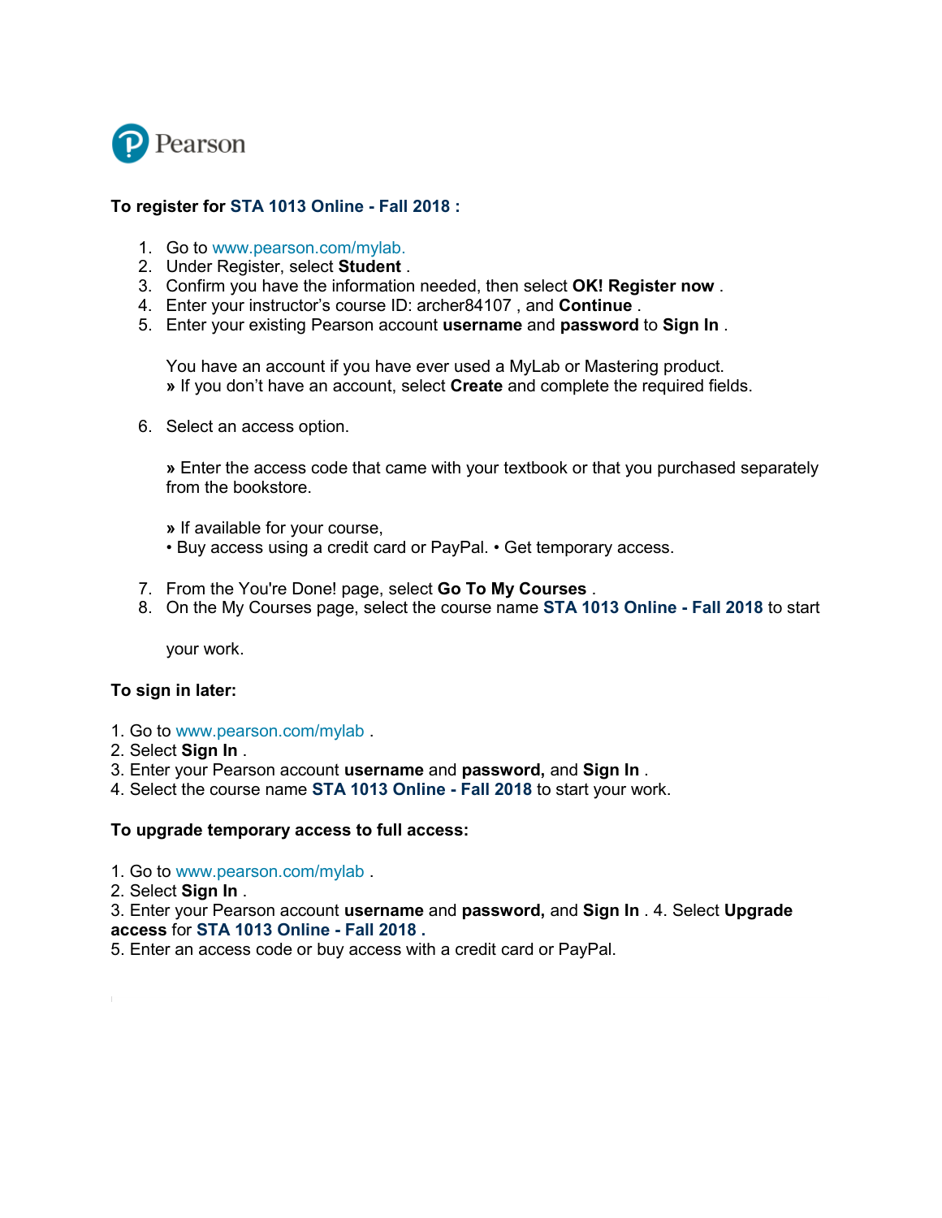Pearson

**To register for STA 1013 Online - Fall 2018 :**

1. Go to www.pearson.com/mylab.
2. Under Register, select **Student** .
3. Confirm you have the information needed, then select **OK! Register now** .
4. Enter your instructor's course ID: archer84107 , and **Continue** .
5. Enter your existing Pearson account **username** and **password** to **Sign In** .

   You have an account if you have ever used a MyLab or Mastering product.
   **»** If you don't have an account, select **Create** and complete the required fields.

6. Select an access option.

   **»** Enter the access code that came with your textbook or that you purchased separately from the bookstore.

   **»** If available for your course,
   • Buy access using a credit card or PayPal. • Get temporary access.

7. From the You're Done! page, select **Go To My Courses** .
8. On the My Courses page, select the course name **STA 1013 Online - Fall 2018** to start

   your work.

**To sign in later:**

1. Go to www.pearson.com/mylab .
2. Select **Sign In** .
3. Enter your Pearson account **username** and **password,** and **Sign In** .
4. Select the course name **STA 1013 Online - Fall 2018** to start your work.

**To upgrade temporary access to full access:**

1. Go to www.pearson.com/mylab .
2. Select **Sign In** .
3. Enter your Pearson account **username** and **password,** and **Sign In** . 4. Select **Upgrade access** for **STA 1013 Online - Fall 2018 .**
5. Enter an access code or buy access with a credit card or PayPal.